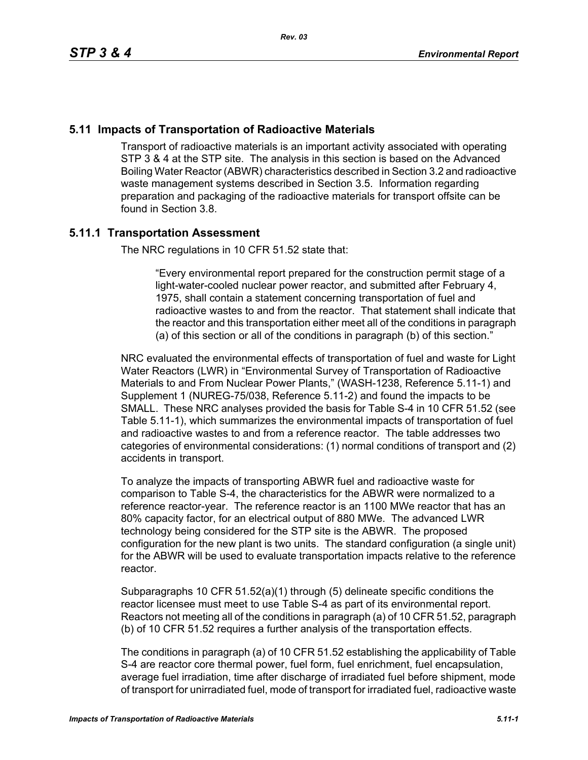## 5.11 Impacts of Transportation of Radioactive Materials

Transport of radioactive materials is an important activity associated with operating STP 3 & 4 at the STP site. The analysis in this section is based on the Advanced Boiling Water Reactor (ABWR) characteristics described in Section 3.2 and radioactive waste management systems described in Section 3.5. Information regarding preparation and packaging of the radioactive materials for transport offsite can be found in Section 3.8.

### 5.11.1 Transportation Assessment

The NRC regulations in 10 CFR 51.52 state that:

> "Every environmental report prepared for the construction permit stage of a light-water-cooled nuclear power reactor, and submitted after February 4, 1975, shall contain a statement concerning transportation of fuel and radioactive wastes to and from the reactor. That statement shall indicate that the reactor and this transportation either meet all of the conditions in paragraph (a) of this section or all of the conditions in paragraph (b) of this section."

NRC evaluated the environmental effects of transportation of fuel and waste for Light Water Reactors (LWR) in "Environmental Survey of Transportation of Radioactive Materials to and From Nuclear Power Plants," (WASH-1238, Reference 5.11-1) and Supplement 1 (NUREG-75/038, Reference 5.11-2) and found the impacts to be SMALL. These NRC analyses provided the basis for Table S-4 in 10 CFR 51.52 (see Table 5.11-1), which summarizes the environmental impacts of transportation of fuel and radioactive wastes to and from a reference reactor. The table addresses two categories of environmental considerations: (1) normal conditions of transport and (2) accidents in transport.

To analyze the impacts of transporting ABWR fuel and radioactive waste for comparison to Table S-4, the characteristics for the ABWR were normalized to a reference reactor-year. The reference reactor is an 1100 MWe reactor that has an 80% capacity factor, for an electrical output of 880 MWe. The advanced LWR technology being considered for the STP site is the ABWR. The proposed configuration for the new plant is two units. The standard configuration (a single unit) for the ABWR will be used to evaluate transportation impacts relative to the reference reactor.

Subparagraphs 10 CFR 51.52(a)(1) through (5) delineate specific conditions the reactor licensee must meet to use Table S-4 as part of its environmental report. Reactors not meeting all of the conditions in paragraph (a) of 10 CFR 51.52, paragraph (b) of 10 CFR 51.52 requires a further analysis of the transportation effects.

The conditions in paragraph (a) of 10 CFR 51.52 establishing the applicability of Table S-4 are reactor core thermal power, fuel form, fuel enrichment, fuel encapsulation, average fuel irradiation, time after discharge of irradiated fuel before shipment, mode of transport for unirradiated fuel, mode of transport for irradiated fuel, radioactive waste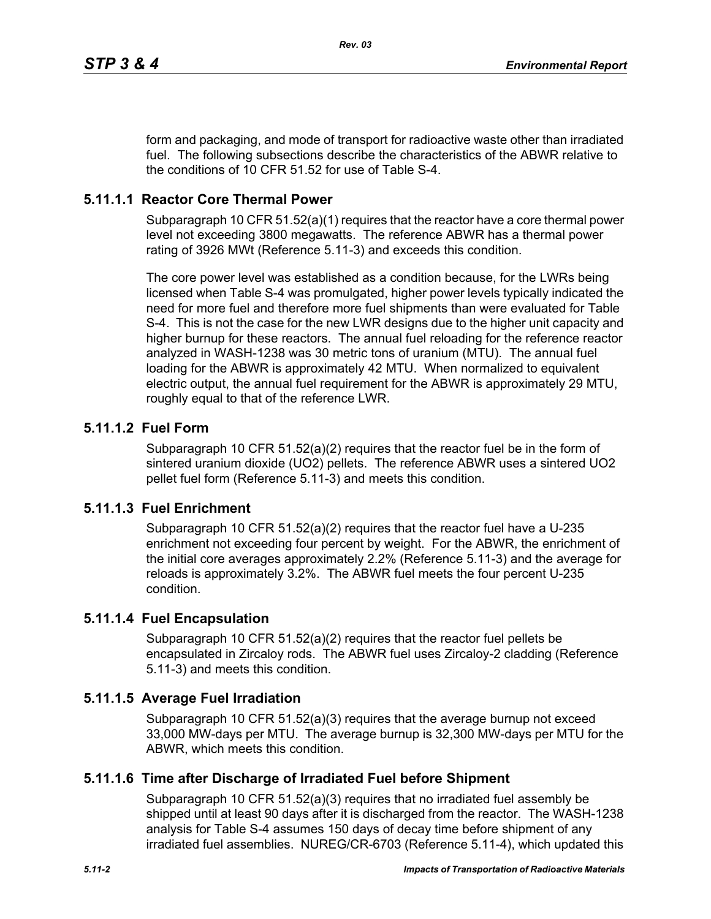form and packaging, and mode of transport for radioactive waste other than irradiated fuel. The following subsections describe the characteristics of the ABWR relative to the conditions of 10 CFR 51.52 for use of Table S-4.

### 5.11.1.1 Reactor Core Thermal Power

Subparagraph 10 CFR 51.52(a)(1) requires that the reactor have a core thermal power level not exceeding 3800 megawatts. The reference ABWR has a thermal power rating of 3926 MWt (Reference 5.11-3) and exceeds this condition.

The core power level was established as a condition because, for the LWRs being licensed when Table S-4 was promulgated, higher power levels typically indicated the need for more fuel and therefore more fuel shipments than were evaluated for Table S-4. This is not the case for the new LWR designs due to the higher unit capacity and higher burnup for these reactors. The annual fuel reloading for the reference reactor analyzed in WASH-1238 was 30 metric tons of uranium (MTU). The annual fuel loading for the ABWR is approximately 42 MTU. When normalized to equivalent electric output, the annual fuel requirement for the ABWR is approximately 29 MTU, roughly equal to that of the reference LWR.

### 5.11.1.2 Fuel Form

Subparagraph 10 CFR 51.52(a)(2) requires that the reactor fuel be in the form of sintered uranium dioxide (UO2) pellets. The reference ABWR uses a sintered UO2 pellet fuel form (Reference 5.11-3) and meets this condition.

### 5.11.1.3 Fuel Enrichment

Subparagraph 10 CFR 51.52(a)(2) requires that the reactor fuel have a U-235 enrichment not exceeding four percent by weight. For the ABWR, the enrichment of the initial core averages approximately 2.2% (Reference 5.11-3) and the average for reloads is approximately 3.2%. The ABWR fuel meets the four percent U-235 condition.

### 5.11.1.4 Fuel Encapsulation

Subparagraph 10 CFR 51.52(a)(2) requires that the reactor fuel pellets be encapsulated in Zircaloy rods. The ABWR fuel uses Zircaloy-2 cladding (Reference 5.11-3) and meets this condition.

### 5.11.1.5 Average Fuel Irradiation

Subparagraph 10 CFR 51.52(a)(3) requires that the average burnup not exceed 33,000 MW-days per MTU. The average burnup is 32,300 MW-days per MTU for the ABWR, which meets this condition.

### 5.11.1.6 Time after Discharge of Irradiated Fuel before Shipment

Subparagraph 10 CFR 51.52(a)(3) requires that no irradiated fuel assembly be shipped until at least 90 days after it is discharged from the reactor. The WASH-1238 analysis for Table S-4 assumes 150 days of decay time before shipment of any irradiated fuel assemblies. NUREG/CR-6703 (Reference 5.11-4), which updated this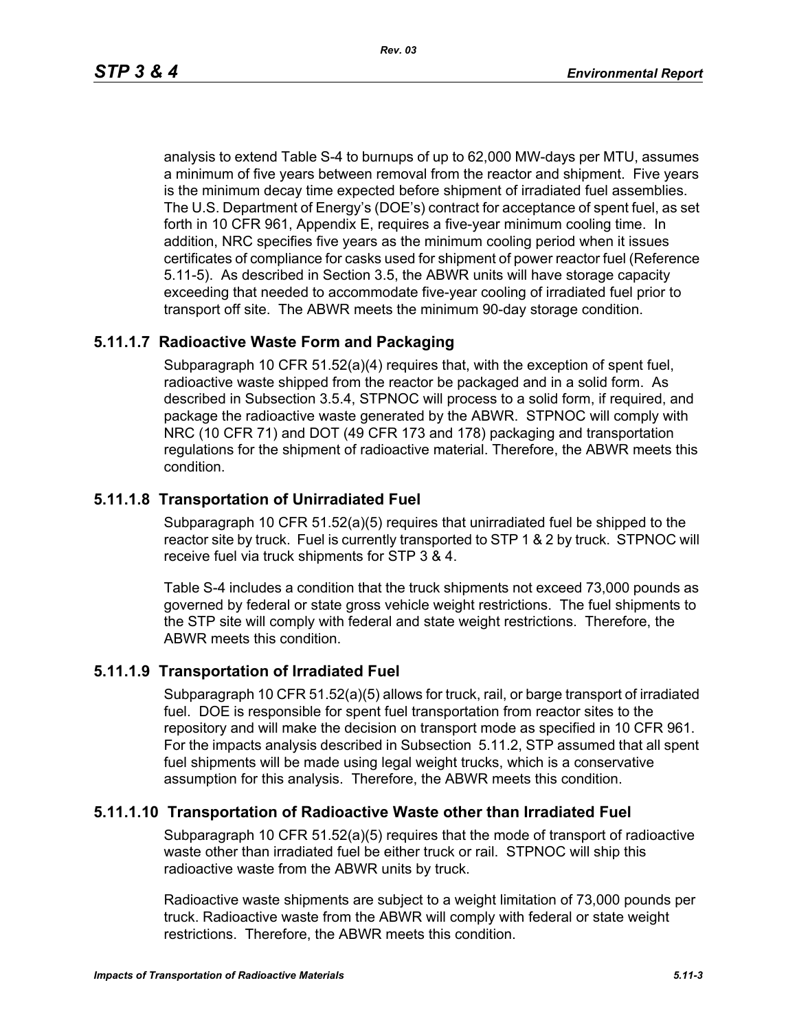analysis to extend Table S-4 to burnups of up to 62,000 MW-days per MTU, assumes a minimum of five years between removal from the reactor and shipment. Five years is the minimum decay time expected before shipment of irradiated fuel assemblies. The U.S. Department of Energy's (DOE's) contract for acceptance of spent fuel, as set forth in 10 CFR 961, Appendix E, requires a five-year minimum cooling time. In addition, NRC specifies five years as the minimum cooling period when it issues certificates of compliance for casks used for shipment of power reactor fuel (Reference 5.11-5). As described in Section 3.5, the ABWR units will have storage capacity exceeding that needed to accommodate five-year cooling of irradiated fuel prior to transport off site. The ABWR meets the minimum 90-day storage condition.

### 5.11.1.7 Radioactive Waste Form and Packaging

Subparagraph 10 CFR 51.52(a)(4) requires that, with the exception of spent fuel, radioactive waste shipped from the reactor be packaged and in a solid form. As described in Subsection 3.5.4, STPNOC will process to a solid form, if required, and package the radioactive waste generated by the ABWR. STPNOC will comply with NRC (10 CFR 71) and DOT (49 CFR 173 and 178) packaging and transportation regulations for the shipment of radioactive material. Therefore, the ABWR meets this condition.

### 5.11.1.8 Transportation of Unirradiated Fuel

Subparagraph 10 CFR 51.52(a)(5) requires that unirradiated fuel be shipped to the reactor site by truck. Fuel is currently transported to STP 1 & 2 by truck. STPNOC will receive fuel via truck shipments for STP 3 & 4.

Table S-4 includes a condition that the truck shipments not exceed 73,000 pounds as governed by federal or state gross vehicle weight restrictions. The fuel shipments to the STP site will comply with federal and state weight restrictions. Therefore, the ABWR meets this condition.

### 5.11.1.9 Transportation of Irradiated Fuel

Subparagraph 10 CFR 51.52(a)(5) allows for truck, rail, or barge transport of irradiated fuel. DOE is responsible for spent fuel transportation from reactor sites to the repository and will make the decision on transport mode as specified in 10 CFR 961. For the impacts analysis described in Subsection 5.11.2, STP assumed that all spent fuel shipments will be made using legal weight trucks, which is a conservative assumption for this analysis. Therefore, the ABWR meets this condition.

### 5.11.1.10 Transportation of Radioactive Waste other than Irradiated Fuel

Subparagraph 10 CFR 51.52(a)(5) requires that the mode of transport of radioactive waste other than irradiated fuel be either truck or rail. STPNOC will ship this radioactive waste from the ABWR units by truck.

Radioactive waste shipments are subject to a weight limitation of 73,000 pounds per truck. Radioactive waste from the ABWR will comply with federal or state weight restrictions. Therefore, the ABWR meets this condition.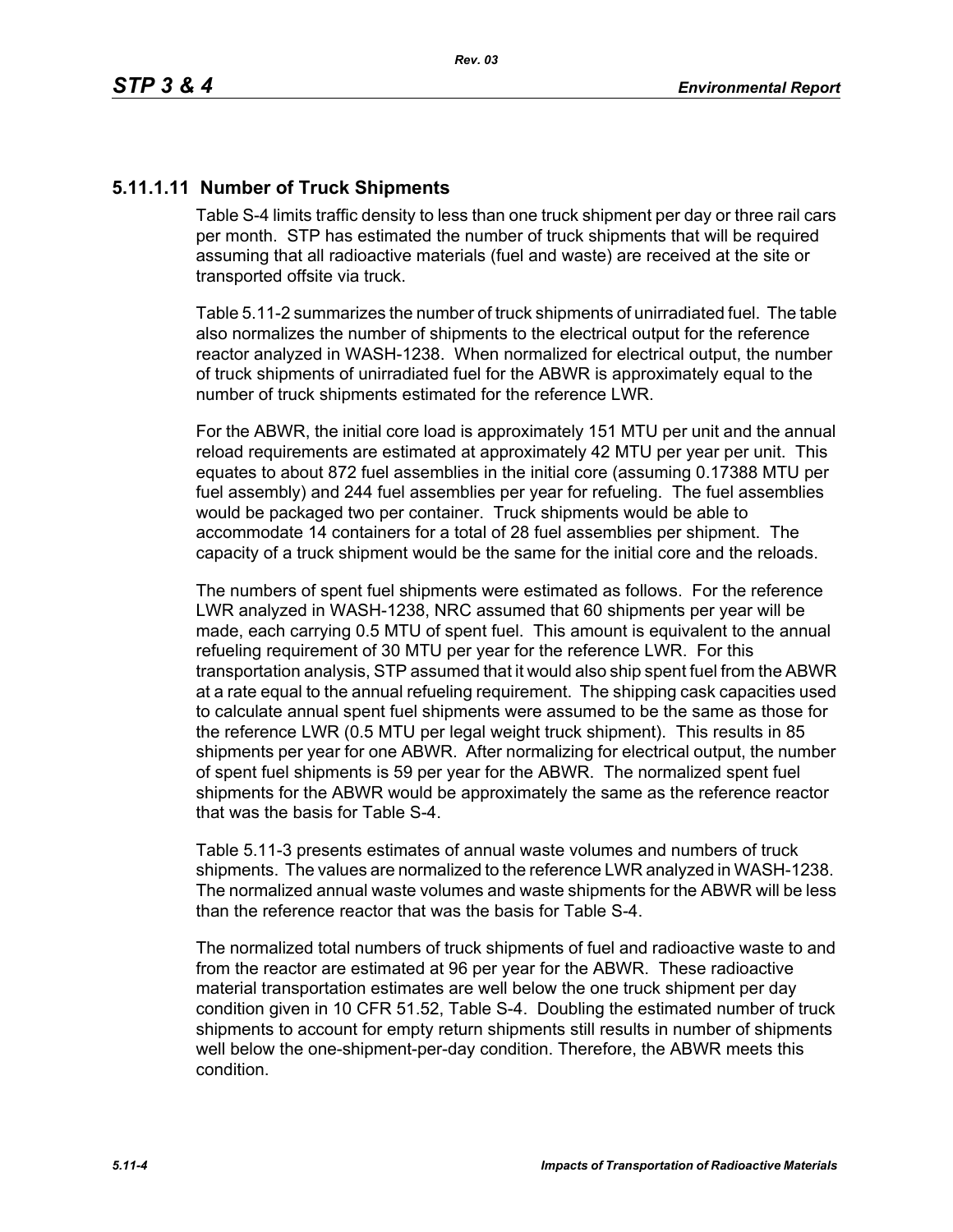### 5.11.1.11 Number of Truck Shipments

Table S-4 limits traffic density to less than one truck shipment per day or three rail cars per month. STP has estimated the number of truck shipments that will be required assuming that all radioactive materials (fuel and waste) are received at the site or transported offsite via truck.

Table 5.11-2 summarizes the number of truck shipments of unirradiated fuel. The table also normalizes the number of shipments to the electrical output for the reference reactor analyzed in WASH-1238. When normalized for electrical output, the number of truck shipments of unirradiated fuel for the ABWR is approximately equal to the number of truck shipments estimated for the reference LWR.

For the ABWR, the initial core load is approximately 151 MTU per unit and the annual reload requirements are estimated at approximately 42 MTU per year per unit. This equates to about 872 fuel assemblies in the initial core (assuming 0.17388 MTU per fuel assembly) and 244 fuel assemblies per year for refueling. The fuel assemblies would be packaged two per container. Truck shipments would be able to accommodate 14 containers for a total of 28 fuel assemblies per shipment. The capacity of a truck shipment would be the same for the initial core and the reloads.

The numbers of spent fuel shipments were estimated as follows. For the reference LWR analyzed in WASH-1238, NRC assumed that 60 shipments per year will be made, each carrying 0.5 MTU of spent fuel. This amount is equivalent to the annual refueling requirement of 30 MTU per year for the reference LWR. For this transportation analysis, STP assumed that it would also ship spent fuel from the ABWR at a rate equal to the annual refueling requirement. The shipping cask capacities used to calculate annual spent fuel shipments were assumed to be the same as those for the reference LWR (0.5 MTU per legal weight truck shipment). This results in 85 shipments per year for one ABWR. After normalizing for electrical output, the number of spent fuel shipments is 59 per year for the ABWR. The normalized spent fuel shipments for the ABWR would be approximately the same as the reference reactor that was the basis for Table S-4.

Table 5.11-3 presents estimates of annual waste volumes and numbers of truck shipments. The values are normalized to the reference LWR analyzed in WASH-1238. The normalized annual waste volumes and waste shipments for the ABWR will be less than the reference reactor that was the basis for Table S-4.

The normalized total numbers of truck shipments of fuel and radioactive waste to and from the reactor are estimated at 96 per year for the ABWR. These radioactive material transportation estimates are well below the one truck shipment per day condition given in 10 CFR 51.52, Table S-4. Doubling the estimated number of truck shipments to account for empty return shipments still results in number of shipments well below the one-shipment-per-day condition. Therefore, the ABWR meets this condition.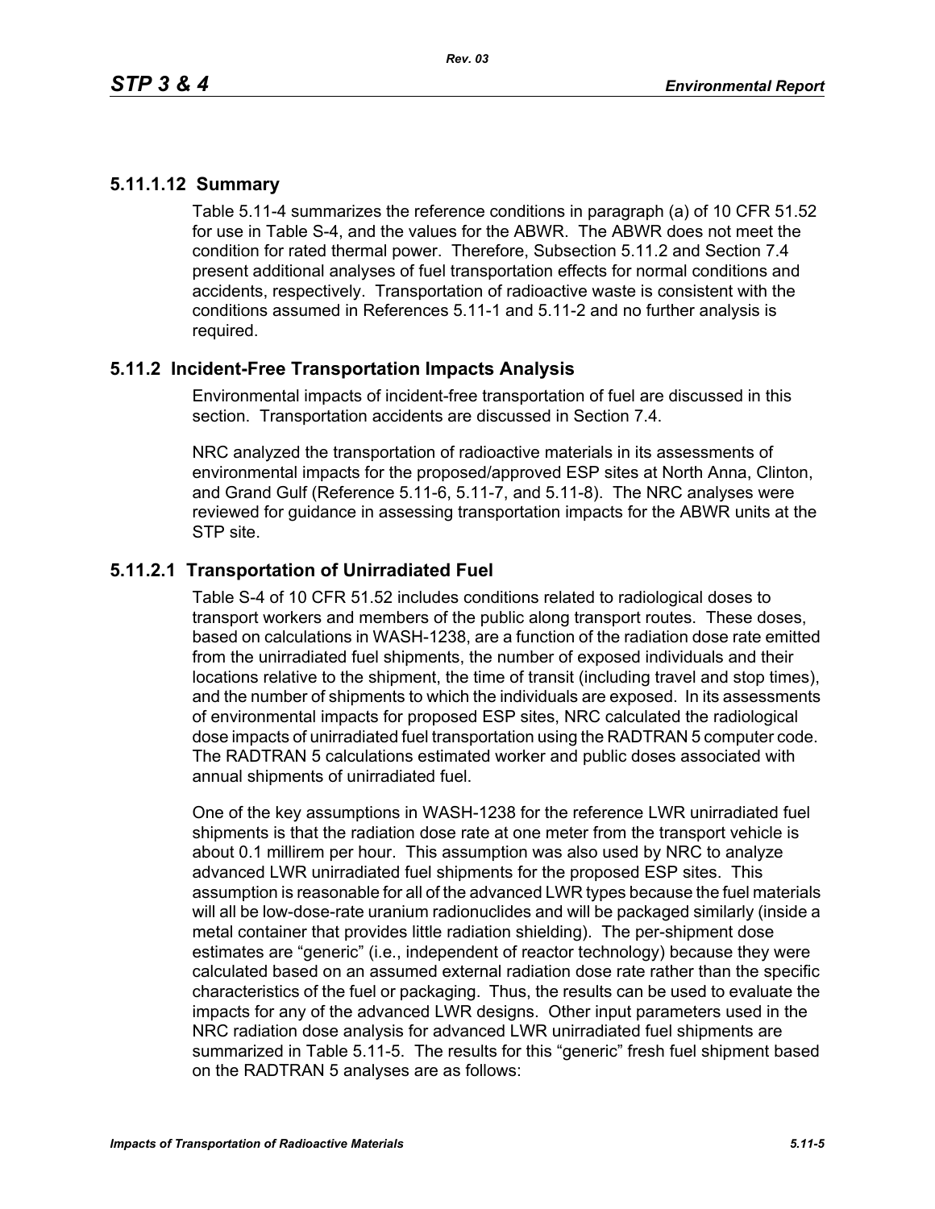### 5.11.1.12 Summary

Table 5.11-4 summarizes the reference conditions in paragraph (a) of 10 CFR 51.52 for use in Table S-4, and the values for the ABWR. The ABWR does not meet the condition for rated thermal power. Therefore, Subsection 5.11.2 and Section 7.4 present additional analyses of fuel transportation effects for normal conditions and accidents, respectively. Transportation of radioactive waste is consistent with the conditions assumed in References 5.11-1 and 5.11-2 and no further analysis is required.

## 5.11.2 Incident-Free Transportation Impacts Analysis

Environmental impacts of incident-free transportation of fuel are discussed in this section. Transportation accidents are discussed in Section 7.4.

NRC analyzed the transportation of radioactive materials in its assessments of environmental impacts for the proposed/approved ESP sites at North Anna, Clinton, and Grand Gulf (Reference 5.11-6, 5.11-7, and 5.11-8). The NRC analyses were reviewed for guidance in assessing transportation impacts for the ABWR units at the STP site.

### 5.11.2.1 Transportation of Unirradiated Fuel

Table S-4 of 10 CFR 51.52 includes conditions related to radiological doses to transport workers and members of the public along transport routes. These doses, based on calculations in WASH-1238, are a function of the radiation dose rate emitted from the unirradiated fuel shipments, the number of exposed individuals and their locations relative to the shipment, the time of transit (including travel and stop times), and the number of shipments to which the individuals are exposed. In its assessments of environmental impacts for proposed ESP sites, NRC calculated the radiological dose impacts of unirradiated fuel transportation using the RADTRAN 5 computer code. The RADTRAN 5 calculations estimated worker and public doses associated with annual shipments of unirradiated fuel.

One of the key assumptions in WASH-1238 for the reference LWR unirradiated fuel shipments is that the radiation dose rate at one meter from the transport vehicle is about 0.1 millirem per hour. This assumption was also used by NRC to analyze advanced LWR unirradiated fuel shipments for the proposed ESP sites. This assumption is reasonable for all of the advanced LWR types because the fuel materials will all be low-dose-rate uranium radionuclides and will be packaged similarly (inside a metal container that provides little radiation shielding). The per-shipment dose estimates are "generic" (i.e., independent of reactor technology) because they were calculated based on an assumed external radiation dose rate rather than the specific characteristics of the fuel or packaging. Thus, the results can be used to evaluate the impacts for any of the advanced LWR designs. Other input parameters used in the NRC radiation dose analysis for advanced LWR unirradiated fuel shipments are summarized in Table 5.11-5. The results for this "generic" fresh fuel shipment based on the RADTRAN 5 analyses are as follows: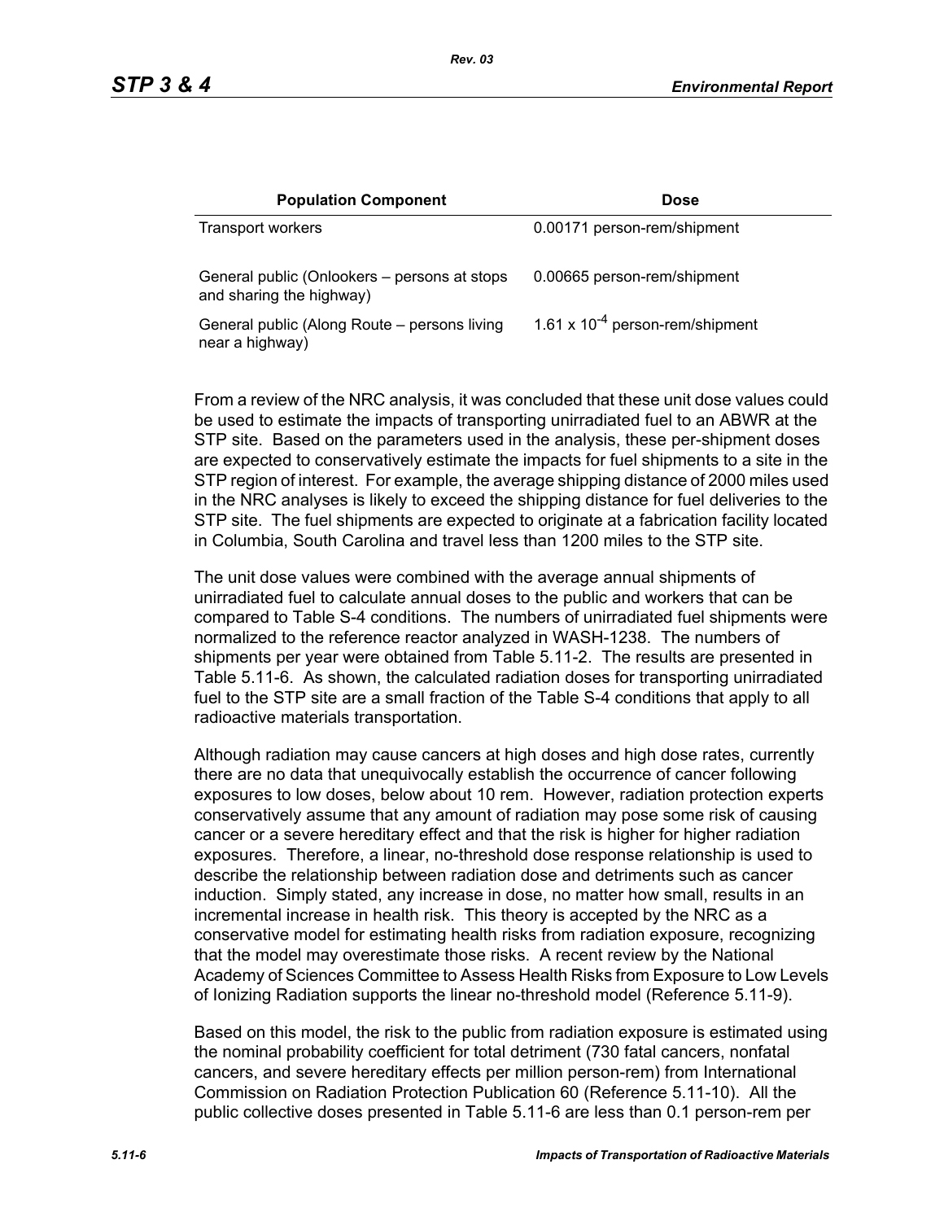| Population Component | Dose |
|---|---|
| Transport workers | 0.00171 person-rem/shipment |
| General public (Onlookers – persons at stops and sharing the highway) | 0.00665 person-rem/shipment |
| General public (Along Route – persons living near a highway) | $1.61 \times 10^{-4}$ person-rem/shipment |

From a review of the NRC analysis, it was concluded that these unit dose values could be used to estimate the impacts of transporting unirradiated fuel to an ABWR at the STP site. Based on the parameters used in the analysis, these per-shipment doses are expected to conservatively estimate the impacts for fuel shipments to a site in the STP region of interest. For example, the average shipping distance of 2000 miles used in the NRC analyses is likely to exceed the shipping distance for fuel deliveries to the STP site. The fuel shipments are expected to originate at a fabrication facility located in Columbia, South Carolina and travel less than 1200 miles to the STP site.

The unit dose values were combined with the average annual shipments of unirradiated fuel to calculate annual doses to the public and workers that can be compared to Table S-4 conditions. The numbers of unirradiated fuel shipments were normalized to the reference reactor analyzed in WASH-1238. The numbers of shipments per year were obtained from Table 5.11-2. The results are presented in Table 5.11-6. As shown, the calculated radiation doses for transporting unirradiated fuel to the STP site are a small fraction of the Table S-4 conditions that apply to all radioactive materials transportation.

Although radiation may cause cancers at high doses and high dose rates, currently there are no data that unequivocally establish the occurrence of cancer following exposures to low doses, below about 10 rem. However, radiation protection experts conservatively assume that any amount of radiation may pose some risk of causing cancer or a severe hereditary effect and that the risk is higher for higher radiation exposures. Therefore, a linear, no-threshold dose response relationship is used to describe the relationship between radiation dose and detriments such as cancer induction. Simply stated, any increase in dose, no matter how small, results in an incremental increase in health risk. This theory is accepted by the NRC as a conservative model for estimating health risks from radiation exposure, recognizing that the model may overestimate those risks. A recent review by the National Academy of Sciences Committee to Assess Health Risks from Exposure to Low Levels of Ionizing Radiation supports the linear no-threshold model (Reference 5.11-9).

Based on this model, the risk to the public from radiation exposure is estimated using the nominal probability coefficient for total detriment (730 fatal cancers, nonfatal cancers, and severe hereditary effects per million person-rem) from International Commission on Radiation Protection Publication 60 (Reference 5.11-10). All the public collective doses presented in Table 5.11-6 are less than 0.1 person-rem per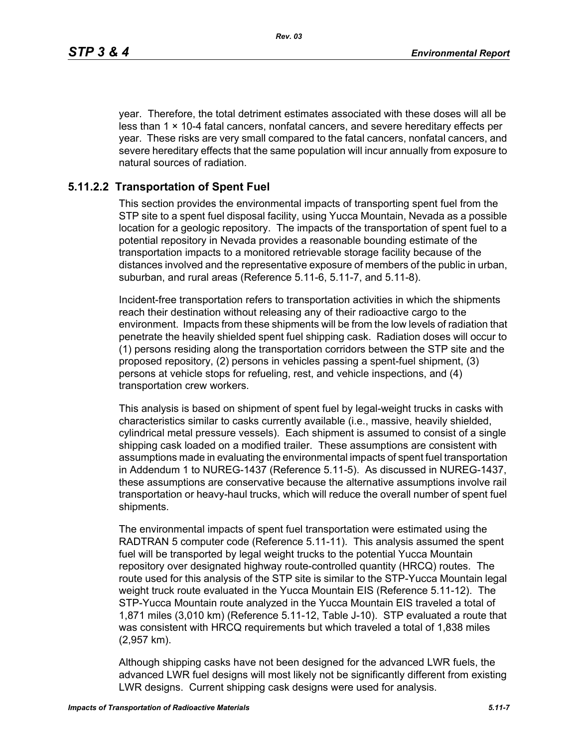year. Therefore, the total detriment estimates associated with these doses will all be less than $1 \times 10^{-4}$ fatal cancers, nonfatal cancers, and severe hereditary effects per year. These risks are very small compared to the fatal cancers, nonfatal cancers, and severe hereditary effects that the same population will incur annually from exposure to natural sources of radiation.

### 5.11.2.2 Transportation of Spent Fuel

This section provides the environmental impacts of transporting spent fuel from the STP site to a spent fuel disposal facility, using Yucca Mountain, Nevada as a possible location for a geologic repository. The impacts of the transportation of spent fuel to a potential repository in Nevada provides a reasonable bounding estimate of the transportation impacts to a monitored retrievable storage facility because of the distances involved and the representative exposure of members of the public in urban, suburban, and rural areas (Reference 5.11-6, 5.11-7, and 5.11-8).

Incident-free transportation refers to transportation activities in which the shipments reach their destination without releasing any of their radioactive cargo to the environment. Impacts from these shipments will be from the low levels of radiation that penetrate the heavily shielded spent fuel shipping cask. Radiation doses will occur to (1) persons residing along the transportation corridors between the STP site and the proposed repository, (2) persons in vehicles passing a spent-fuel shipment, (3) persons at vehicle stops for refueling, rest, and vehicle inspections, and (4) transportation crew workers.

This analysis is based on shipment of spent fuel by legal-weight trucks in casks with characteristics similar to casks currently available (i.e., massive, heavily shielded, cylindrical metal pressure vessels). Each shipment is assumed to consist of a single shipping cask loaded on a modified trailer. These assumptions are consistent with assumptions made in evaluating the environmental impacts of spent fuel transportation in Addendum 1 to NUREG-1437 (Reference 5.11-5). As discussed in NUREG-1437, these assumptions are conservative because the alternative assumptions involve rail transportation or heavy-haul trucks, which will reduce the overall number of spent fuel shipments.

The environmental impacts of spent fuel transportation were estimated using the RADTRAN 5 computer code (Reference 5.11-11). This analysis assumed the spent fuel will be transported by legal weight trucks to the potential Yucca Mountain repository over designated highway route-controlled quantity (HRCQ) routes. The route used for this analysis of the STP site is similar to the STP-Yucca Mountain legal weight truck route evaluated in the Yucca Mountain EIS (Reference 5.11-12). The STP-Yucca Mountain route analyzed in the Yucca Mountain EIS traveled a total of 1,871 miles (3,010 km) (Reference 5.11-12, Table J-10). STP evaluated a route that was consistent with HRCQ requirements but which traveled a total of 1,838 miles (2,957 km).

Although shipping casks have not been designed for the advanced LWR fuels, the advanced LWR fuel designs will most likely not be significantly different from existing LWR designs. Current shipping cask designs were used for analysis.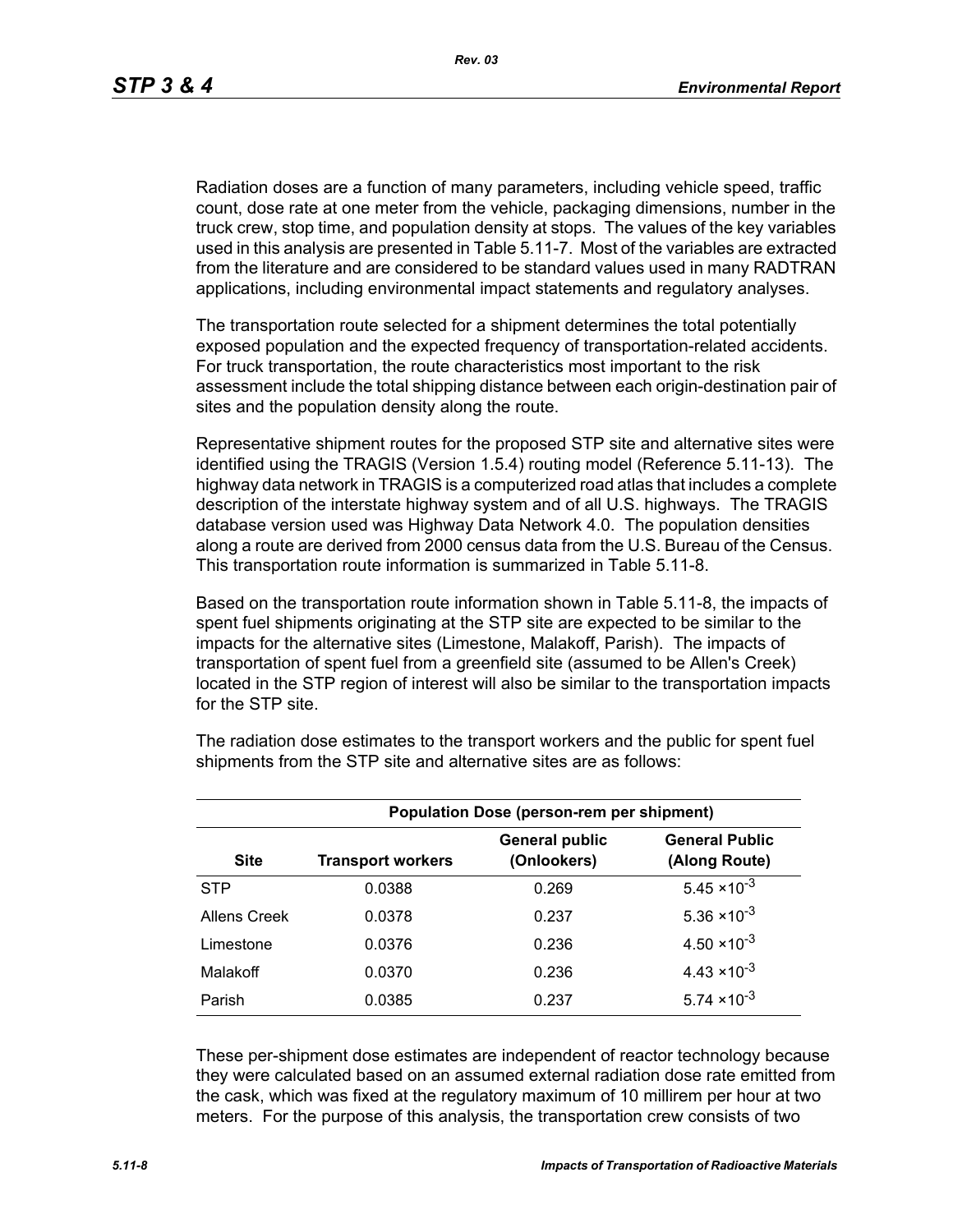Radiation doses are a function of many parameters, including vehicle speed, traffic count, dose rate at one meter from the vehicle, packaging dimensions, number in the truck crew, stop time, and population density at stops. The values of the key variables used in this analysis are presented in Table 5.11-7. Most of the variables are extracted from the literature and are considered to be standard values used in many RADTRAN applications, including environmental impact statements and regulatory analyses.

The transportation route selected for a shipment determines the total potentially exposed population and the expected frequency of transportation-related accidents. For truck transportation, the route characteristics most important to the risk assessment include the total shipping distance between each origin-destination pair of sites and the population density along the route.

Representative shipment routes for the proposed STP site and alternative sites were identified using the TRAGIS (Version 1.5.4) routing model (Reference 5.11-13). The highway data network in TRAGIS is a computerized road atlas that includes a complete description of the interstate highway system and of all U.S. highways. The TRAGIS database version used was Highway Data Network 4.0. The population densities along a route are derived from 2000 census data from the U.S. Bureau of the Census. This transportation route information is summarized in Table 5.11-8.

Based on the transportation route information shown in Table 5.11-8, the impacts of spent fuel shipments originating at the STP site are expected to be similar to the impacts for the alternative sites (Limestone, Malakoff, Parish). The impacts of transportation of spent fuel from a greenfield site (assumed to be Allen's Creek) located in the STP region of interest will also be similar to the transportation impacts for the STP site.

The radiation dose estimates to the transport workers and the public for spent fuel shipments from the STP site and alternative sites are as follows:

| | Population Dose (person-rem per shipment) | | |
|---|---|---|---|
| **Site** | **Transport workers** | **General public (Onlookers)** | **General Public (Along Route)** |
| STP | 0.0388 | 0.269 | $5.45 \times 10^{-3}$ |
| Allens Creek | 0.0378 | 0.237 | $5.36 \times 10^{-3}$ |
| Limestone | 0.0376 | 0.236 | $4.50 \times 10^{-3}$ |
| Malakoff | 0.0370 | 0.236 | $4.43 \times 10^{-3}$ |
| Parish | 0.0385 | 0.237 | $5.74 \times 10^{-3}$ |

These per-shipment dose estimates are independent of reactor technology because they were calculated based on an assumed external radiation dose rate emitted from the cask, which was fixed at the regulatory maximum of 10 millirem per hour at two meters. For the purpose of this analysis, the transportation crew consists of two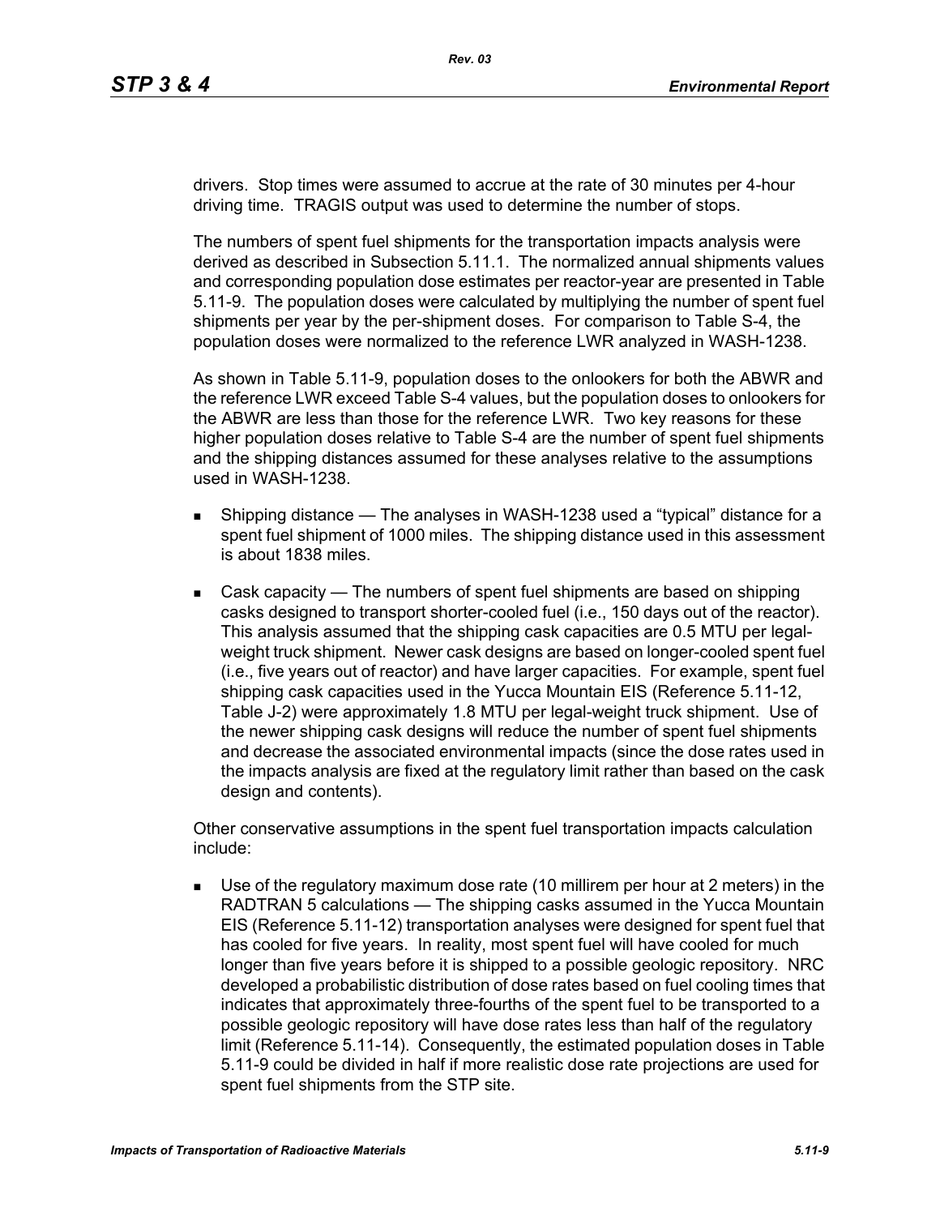drivers. Stop times were assumed to accrue at the rate of 30 minutes per 4-hour driving time. TRAGIS output was used to determine the number of stops.

The numbers of spent fuel shipments for the transportation impacts analysis were derived as described in Subsection 5.11.1. The normalized annual shipments values and corresponding population dose estimates per reactor-year are presented in Table 5.11-9. The population doses were calculated by multiplying the number of spent fuel shipments per year by the per-shipment doses. For comparison to Table S-4, the population doses were normalized to the reference LWR analyzed in WASH-1238.

As shown in Table 5.11-9, population doses to the onlookers for both the ABWR and the reference LWR exceed Table S-4 values, but the population doses to onlookers for the ABWR are less than those for the reference LWR. Two key reasons for these higher population doses relative to Table S-4 are the number of spent fuel shipments and the shipping distances assumed for these analyses relative to the assumptions used in WASH-1238.

- Shipping distance — The analyses in WASH-1238 used a “typical” distance for a spent fuel shipment of 1000 miles. The shipping distance used in this assessment is about 1838 miles.
- Cask capacity — The numbers of spent fuel shipments are based on shipping casks designed to transport shorter-cooled fuel (i.e., 150 days out of the reactor). This analysis assumed that the shipping cask capacities are 0.5 MTU per legal-weight truck shipment. Newer cask designs are based on longer-cooled spent fuel (i.e., five years out of reactor) and have larger capacities. For example, spent fuel shipping cask capacities used in the Yucca Mountain EIS (Reference 5.11-12, Table J-2) were approximately 1.8 MTU per legal-weight truck shipment. Use of the newer shipping cask designs will reduce the number of spent fuel shipments and decrease the associated environmental impacts (since the dose rates used in the impacts analysis are fixed at the regulatory limit rather than based on the cask design and contents).

Other conservative assumptions in the spent fuel transportation impacts calculation include:

- Use of the regulatory maximum dose rate (10 millirem per hour at 2 meters) in the RADTRAN 5 calculations — The shipping casks assumed in the Yucca Mountain EIS (Reference 5.11-12) transportation analyses were designed for spent fuel that has cooled for five years. In reality, most spent fuel will have cooled for much longer than five years before it is shipped to a possible geologic repository. NRC developed a probabilistic distribution of dose rates based on fuel cooling times that indicates that approximately three-fourths of the spent fuel to be transported to a possible geologic repository will have dose rates less than half of the regulatory limit (Reference 5.11-14). Consequently, the estimated population doses in Table 5.11-9 could be divided in half if more realistic dose rate projections are used for spent fuel shipments from the STP site.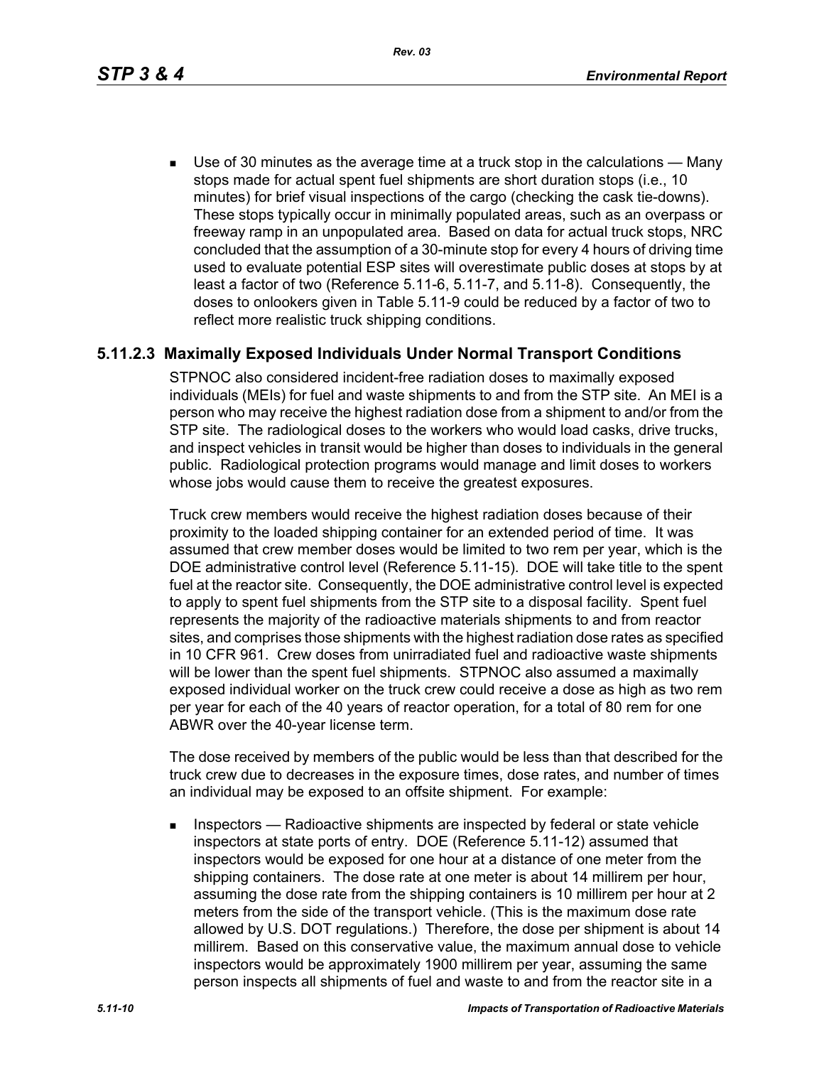- Use of 30 minutes as the average time at a truck stop in the calculations — Many stops made for actual spent fuel shipments are short duration stops (i.e., 10 minutes) for brief visual inspections of the cargo (checking the cask tie-downs). These stops typically occur in minimally populated areas, such as an overpass or freeway ramp in an unpopulated area. Based on data for actual truck stops, NRC concluded that the assumption of a 30-minute stop for every 4 hours of driving time used to evaluate potential ESP sites will overestimate public doses at stops by at least a factor of two (Reference 5.11-6, 5.11-7, and 5.11-8). Consequently, the doses to onlookers given in Table 5.11-9 could be reduced by a factor of two to reflect more realistic truck shipping conditions.

### 5.11.2.3 Maximally Exposed Individuals Under Normal Transport Conditions

STPNOC also considered incident-free radiation doses to maximally exposed individuals (MEIs) for fuel and waste shipments to and from the STP site. An MEI is a person who may receive the highest radiation dose from a shipment to and/or from the STP site. The radiological doses to the workers who would load casks, drive trucks, and inspect vehicles in transit would be higher than doses to individuals in the general public. Radiological protection programs would manage and limit doses to workers whose jobs would cause them to receive the greatest exposures.

Truck crew members would receive the highest radiation doses because of their proximity to the loaded shipping container for an extended period of time. It was assumed that crew member doses would be limited to two rem per year, which is the DOE administrative control level (Reference 5.11-15). DOE will take title to the spent fuel at the reactor site. Consequently, the DOE administrative control level is expected to apply to spent fuel shipments from the STP site to a disposal facility. Spent fuel represents the majority of the radioactive materials shipments to and from reactor sites, and comprises those shipments with the highest radiation dose rates as specified in 10 CFR 961. Crew doses from unirradiated fuel and radioactive waste shipments will be lower than the spent fuel shipments. STPNOC also assumed a maximally exposed individual worker on the truck crew could receive a dose as high as two rem per year for each of the 40 years of reactor operation, for a total of 80 rem for one ABWR over the 40-year license term.

The dose received by members of the public would be less than that described for the truck crew due to decreases in the exposure times, dose rates, and number of times an individual may be exposed to an offsite shipment. For example:

- Inspectors — Radioactive shipments are inspected by federal or state vehicle inspectors at state ports of entry. DOE (Reference 5.11-12) assumed that inspectors would be exposed for one hour at a distance of one meter from the shipping containers. The dose rate at one meter is about 14 millirem per hour, assuming the dose rate from the shipping containers is 10 millirem per hour at 2 meters from the side of the transport vehicle. (This is the maximum dose rate allowed by U.S. DOT regulations.) Therefore, the dose per shipment is about 14 millirem. Based on this conservative value, the maximum annual dose to vehicle inspectors would be approximately 1900 millirem per year, assuming the same person inspects all shipments of fuel and waste to and from the reactor site in a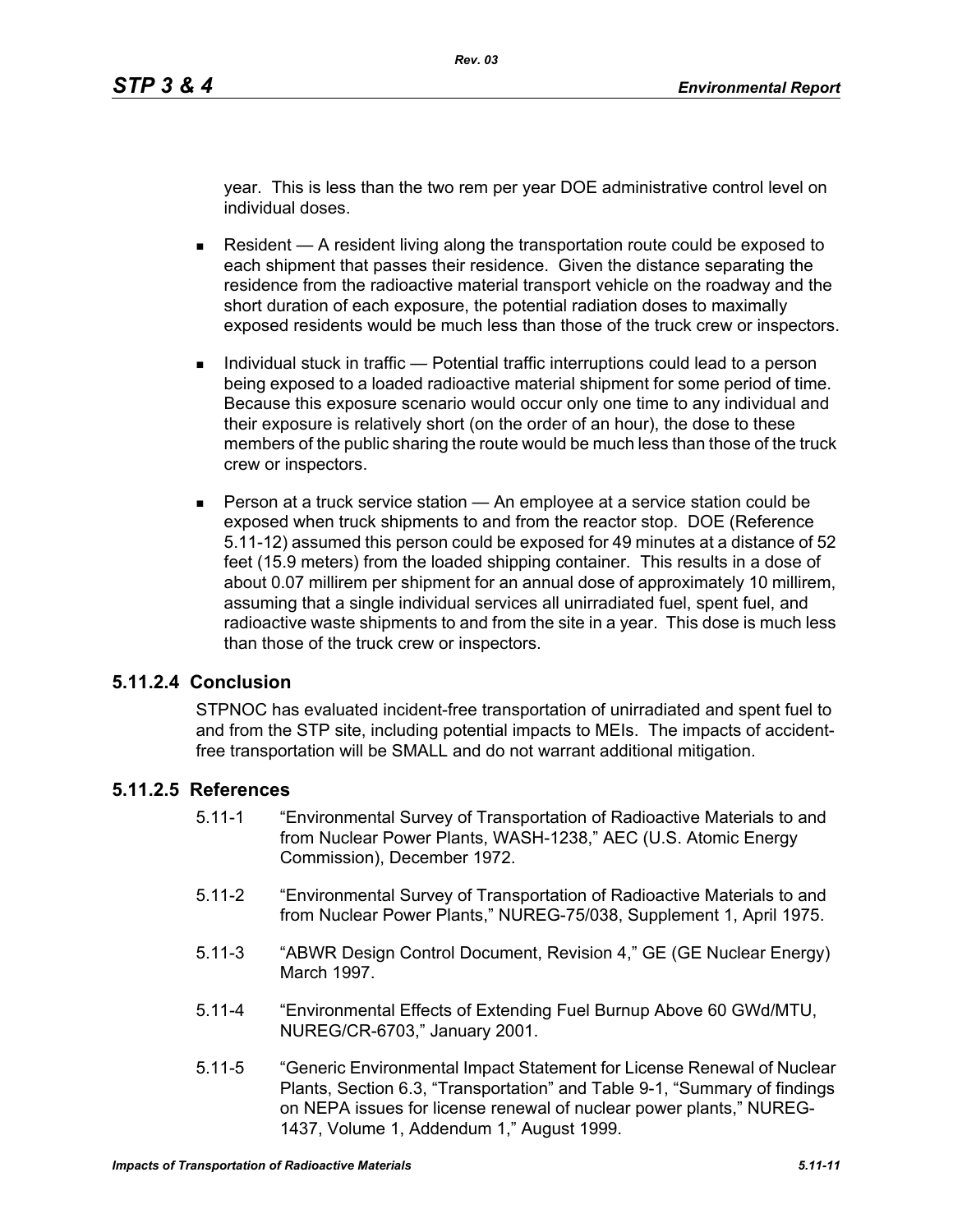year. This is less than the two rem per year DOE administrative control level on individual doses.

- Resident — A resident living along the transportation route could be exposed to each shipment that passes their residence. Given the distance separating the residence from the radioactive material transport vehicle on the roadway and the short duration of each exposure, the potential radiation doses to maximally exposed residents would be much less than those of the truck crew or inspectors.

- Individual stuck in traffic — Potential traffic interruptions could lead to a person being exposed to a loaded radioactive material shipment for some period of time. Because this exposure scenario would occur only one time to any individual and their exposure is relatively short (on the order of an hour), the dose to these members of the public sharing the route would be much less than those of the truck crew or inspectors.

- Person at a truck service station — An employee at a service station could be exposed when truck shipments to and from the reactor stop. DOE (Reference 5.11-12) assumed this person could be exposed for 49 minutes at a distance of 52 feet (15.9 meters) from the loaded shipping container. This results in a dose of about 0.07 millirem per shipment for an annual dose of approximately 10 millirem, assuming that a single individual services all unirradiated fuel, spent fuel, and radioactive waste shipments to and from the site in a year. This dose is much less than those of the truck crew or inspectors.

### 5.11.2.4 Conclusion

STPNOC has evaluated incident-free transportation of unirradiated and spent fuel to and from the STP site, including potential impacts to MEIs. The impacts of accident-free transportation will be SMALL and do not warrant additional mitigation.

### 5.11.2.5 References

5.11-1 "Environmental Survey of Transportation of Radioactive Materials to and from Nuclear Power Plants, WASH-1238," AEC (U.S. Atomic Energy Commission), December 1972.

5.11-2 "Environmental Survey of Transportation of Radioactive Materials to and from Nuclear Power Plants," NUREG-75/038, Supplement 1, April 1975.

5.11-3 "ABWR Design Control Document, Revision 4," GE (GE Nuclear Energy) March 1997.

5.11-4 "Environmental Effects of Extending Fuel Burnup Above 60 GWd/MTU, NUREG/CR-6703," January 2001.

5.11-5 "Generic Environmental Impact Statement for License Renewal of Nuclear Plants, Section 6.3, "Transportation" and Table 9-1, "Summary of findings on NEPA issues for license renewal of nuclear power plants," NUREG-1437, Volume 1, Addendum 1," August 1999.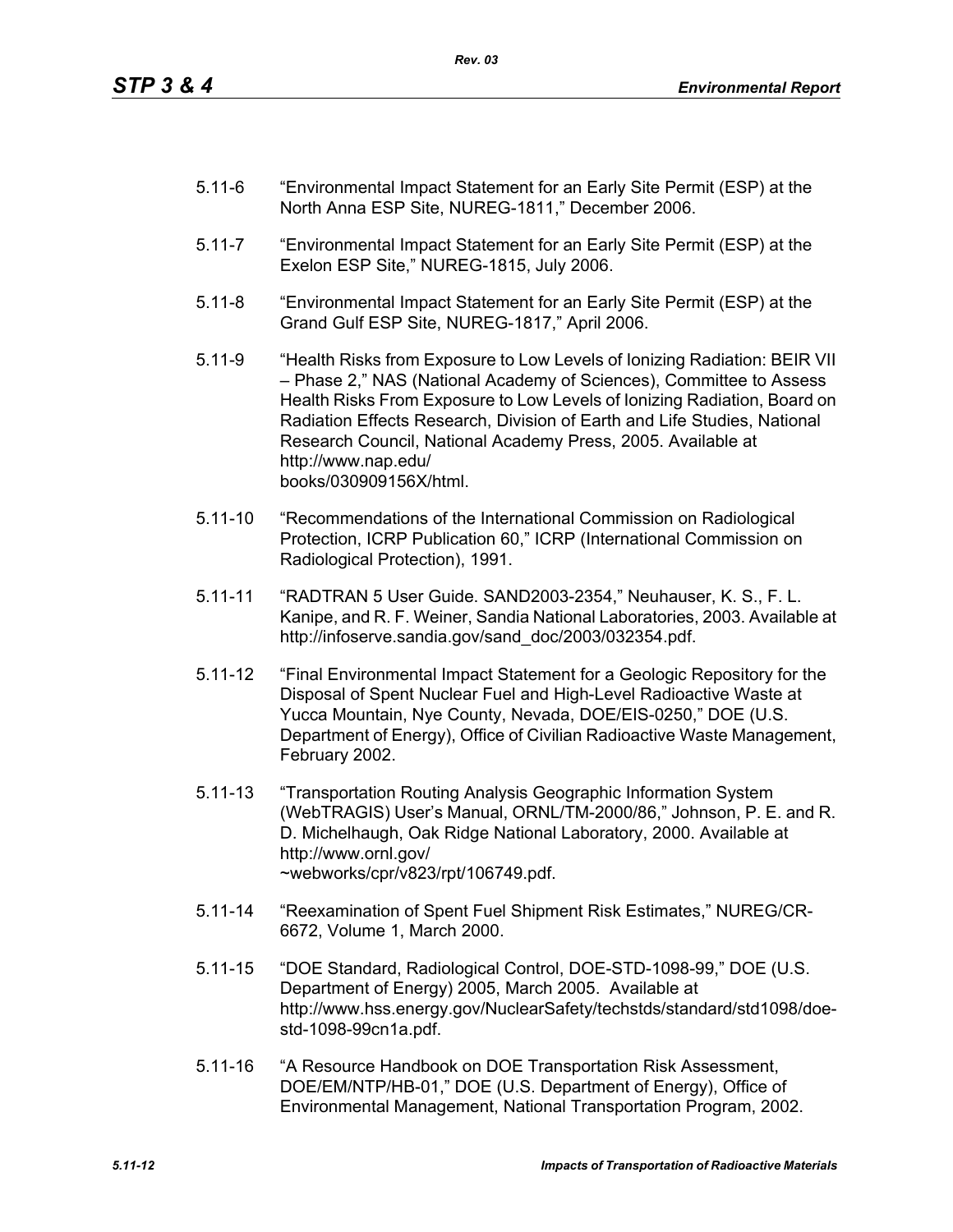5.11-6 “Environmental Impact Statement for an Early Site Permit (ESP) at the North Anna ESP Site, NUREG-1811,” December 2006.

5.11-7 “Environmental Impact Statement for an Early Site Permit (ESP) at the Exelon ESP Site,” NUREG-1815, July 2006.

5.11-8 “Environmental Impact Statement for an Early Site Permit (ESP) at the Grand Gulf ESP Site, NUREG-1817,” April 2006.

5.11-9 “Health Risks from Exposure to Low Levels of Ionizing Radiation: BEIR VII – Phase 2,” NAS (National Academy of Sciences), Committee to Assess Health Risks From Exposure to Low Levels of Ionizing Radiation, Board on Radiation Effects Research, Division of Earth and Life Studies, National Research Council, National Academy Press, 2005. Available at http://www.nap.edu/books/030909156X/html.

5.11-10 “Recommendations of the International Commission on Radiological Protection, ICRP Publication 60,” ICRP (International Commission on Radiological Protection), 1991.

5.11-11 “RADTRAN 5 User Guide. SAND2003-2354,” Neuhauser, K. S., F. L. Kanipe, and R. F. Weiner, Sandia National Laboratories, 2003. Available at http://infoserve.sandia.gov/sand_doc/2003/032354.pdf.

5.11-12 “Final Environmental Impact Statement for a Geologic Repository for the Disposal of Spent Nuclear Fuel and High-Level Radioactive Waste at Yucca Mountain, Nye County, Nevada, DOE/EIS-0250,” DOE (U.S. Department of Energy), Office of Civilian Radioactive Waste Management, February 2002.

5.11-13 “Transportation Routing Analysis Geographic Information System (WebTRAGIS) User’s Manual, ORNL/TM-2000/86,” Johnson, P. E. and R. D. Michelhaugh, Oak Ridge National Laboratory, 2000. Available at http://www.ornl.gov/~webworks/cpr/v823/rpt/106749.pdf.

5.11-14 “Reexamination of Spent Fuel Shipment Risk Estimates,” NUREG/CR-6672, Volume 1, March 2000.

5.11-15 “DOE Standard, Radiological Control, DOE-STD-1098-99,” DOE (U.S. Department of Energy) 2005, March 2005. Available at http://www.hss.energy.gov/NuclearSafety/techstds/standard/std1098/doe-std-1098-99cn1a.pdf.

5.11-16 “A Resource Handbook on DOE Transportation Risk Assessment, DOE/EM/NTP/HB-01,” DOE (U.S. Department of Energy), Office of Environmental Management, National Transportation Program, 2002.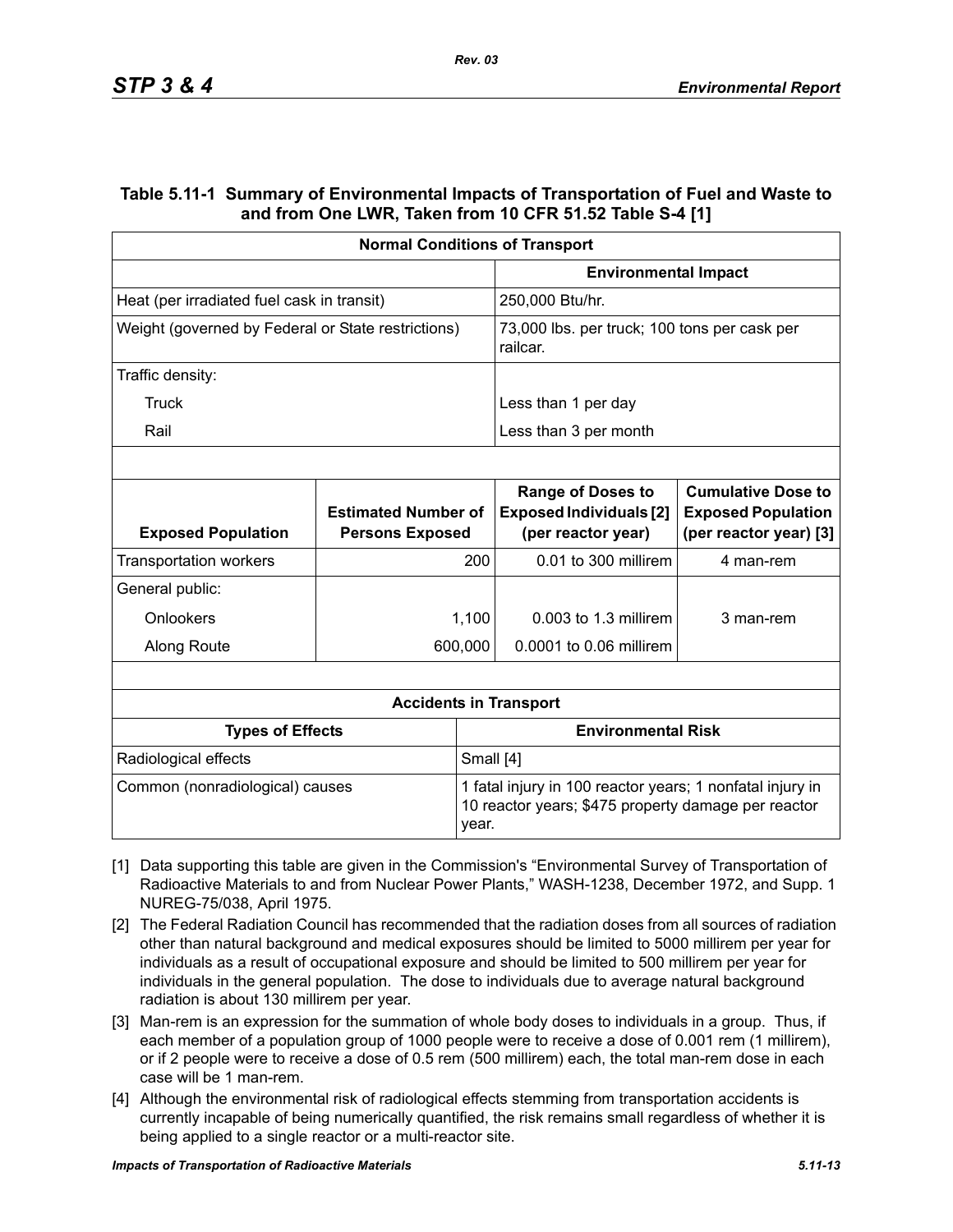**Table 5.11-1 Summary of Environmental Impacts of Transportation of Fuel and Waste to and from One LWR, Taken from 10 CFR 51.52 Table S-4 [1]**

| Normal Conditions of Transport | |
|---|---|
| | **Environmental Impact** |
| Heat (per irradiated fuel cask in transit) | 250,000 Btu/hr. |
| Weight (governed by Federal or State restrictions) | 73,000 lbs. per truck; 100 tons per cask per railcar. |
| Traffic density: | |
| Truck | Less than 1 per day |
| Rail | Less than 3 per month |

| Exposed Population | Estimated Number of Persons Exposed | Range of Doses to Exposed Individuals [2] (per reactor year) | Cumulative Dose to Exposed Population (per reactor year) [3] |
|---|---|---|---|
| Transportation workers | 200 | 0.01 to 300 millirem | 4 man-rem |
| General public: | | | |
| Onlookers | 1,100 | 0.003 to 1.3 millirem | 3 man-rem |
| Along Route | 600,000 | 0.0001 to 0.06 millirem | |

| Accidents in Transport | |
|---|---|
| **Types of Effects** | **Environmental Risk** |
| Radiological effects | Small [4] |
| Common (nonradiological) causes | 1 fatal injury in 100 reactor years; 1 nonfatal injury in 10 reactor years; $475 property damage per reactor year. |

[1] Data supporting this table are given in the Commission's "Environmental Survey of Transportation of Radioactive Materials to and from Nuclear Power Plants," WASH-1238, December 1972, and Supp. 1 NUREG-75/038, April 1975.

[2] The Federal Radiation Council has recommended that the radiation doses from all sources of radiation other than natural background and medical exposures should be limited to 5000 millirem per year for individuals as a result of occupational exposure and should be limited to 500 millirem per year for individuals in the general population. The dose to individuals due to average natural background radiation is about 130 millirem per year.

[3] Man-rem is an expression for the summation of whole body doses to individuals in a group. Thus, if each member of a population group of 1000 people were to receive a dose of 0.001 rem (1 millirem), or if 2 people were to receive a dose of 0.5 rem (500 millirem) each, the total man-rem dose in each case will be 1 man-rem.

[4] Although the environmental risk of radiological effects stemming from transportation accidents is currently incapable of being numerically quantified, the risk remains small regardless of whether it is being applied to a single reactor or a multi-reactor site.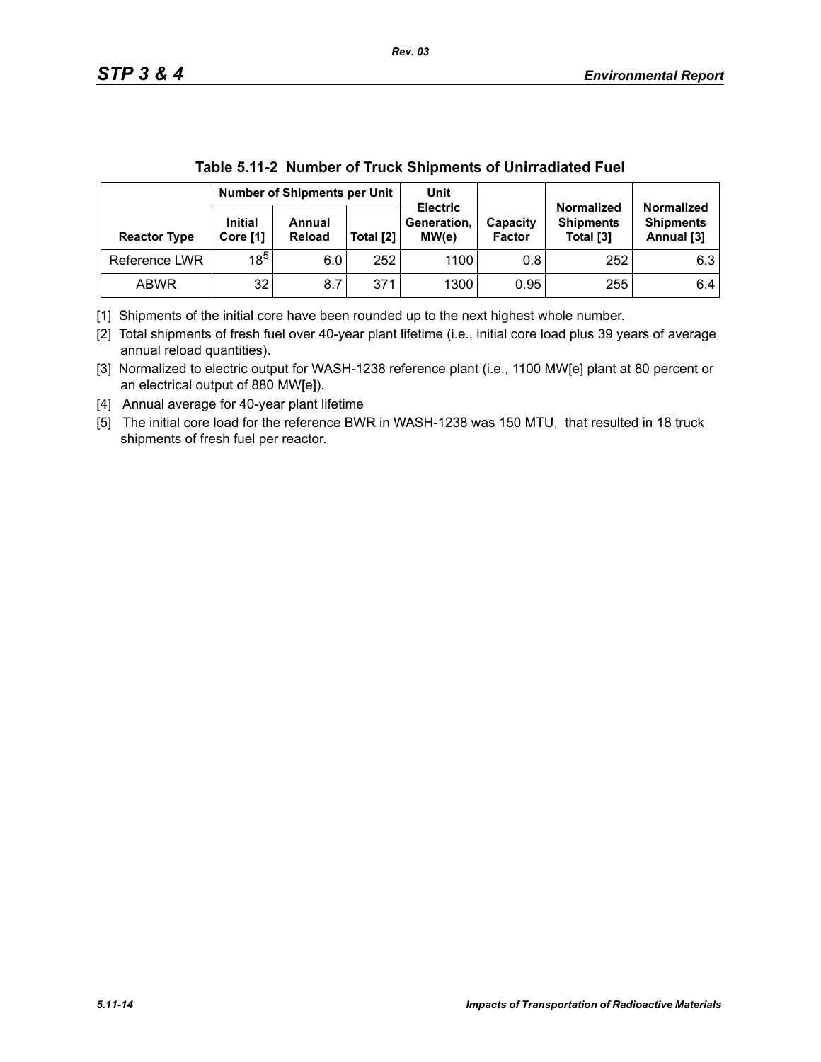**Table 5.11-2 Number of Truck Shipments of Unirradiated Fuel**

| Reactor Type | Number of Shipments per Unit | | | Unit Electric Generation, MW(e) | Capacity Factor | Normalized Shipments Total [3] | Normalized Shipments Annual [3] |
|---|---|---|---|---|---|---|---|
| | Initial Core [1] | Annual Reload | Total [2] | | | | |
| Reference LWR | 18[5] | 6.0 | 252 | 1100 | 0.8 | 252 | 6.3 |
| ABWR | 32 | 8.7 | 371 | 1300 | 0.95 | 255 | 6.4 |

[1] Shipments of the initial core have been rounded up to the next highest whole number.

[2] Total shipments of fresh fuel over 40-year plant lifetime (i.e., initial core load plus 39 years of average annual reload quantities).

[3] Normalized to electric output for WASH-1238 reference plant (i.e., 1100 MW[e] plant at 80 percent or an electrical output of 880 MW[e]).

[4] Annual average for 40-year plant lifetime

[5] The initial core load for the reference BWR in WASH-1238 was 150 MTU, that resulted in 18 truck shipments of fresh fuel per reactor.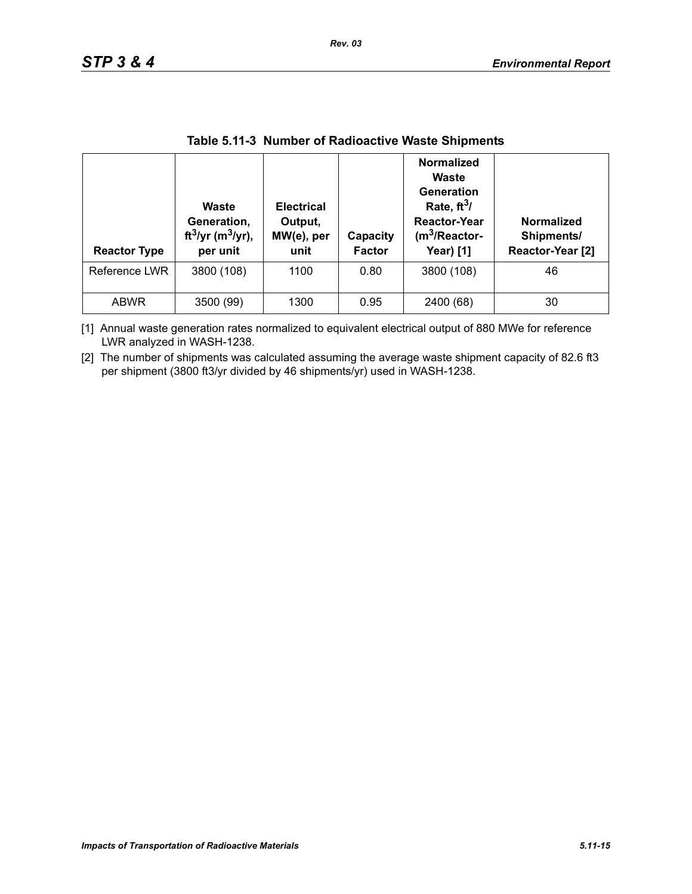**Table 5.11-3 Number of Radioactive Waste Shipments**

| Reactor Type | Waste Generation, $ft^3$/yr ($m^3$/yr), per unit | Electrical Output, MW(e), per unit | Capacity Factor | Normalized Waste Generation Rate, $ft^3$/ Reactor-Year ($m^3$/Reactor-Year) [1] | Normalized Shipments/ Reactor-Year [2] |
|---|---|---|---|---|---|
| Reference LWR | 3800 (108) | 1100 | 0.80 | 3800 (108) | 46 |
| ABWR | 3500 (99) | 1300 | 0.95 | 2400 (68) | 30 |

[1] Annual waste generation rates normalized to equivalent electrical output of 880 MWe for reference LWR analyzed in WASH-1238.

[2] The number of shipments was calculated assuming the average waste shipment capacity of 82.6 ft3 per shipment (3800 ft3/yr divided by 46 shipments/yr) used in WASH-1238.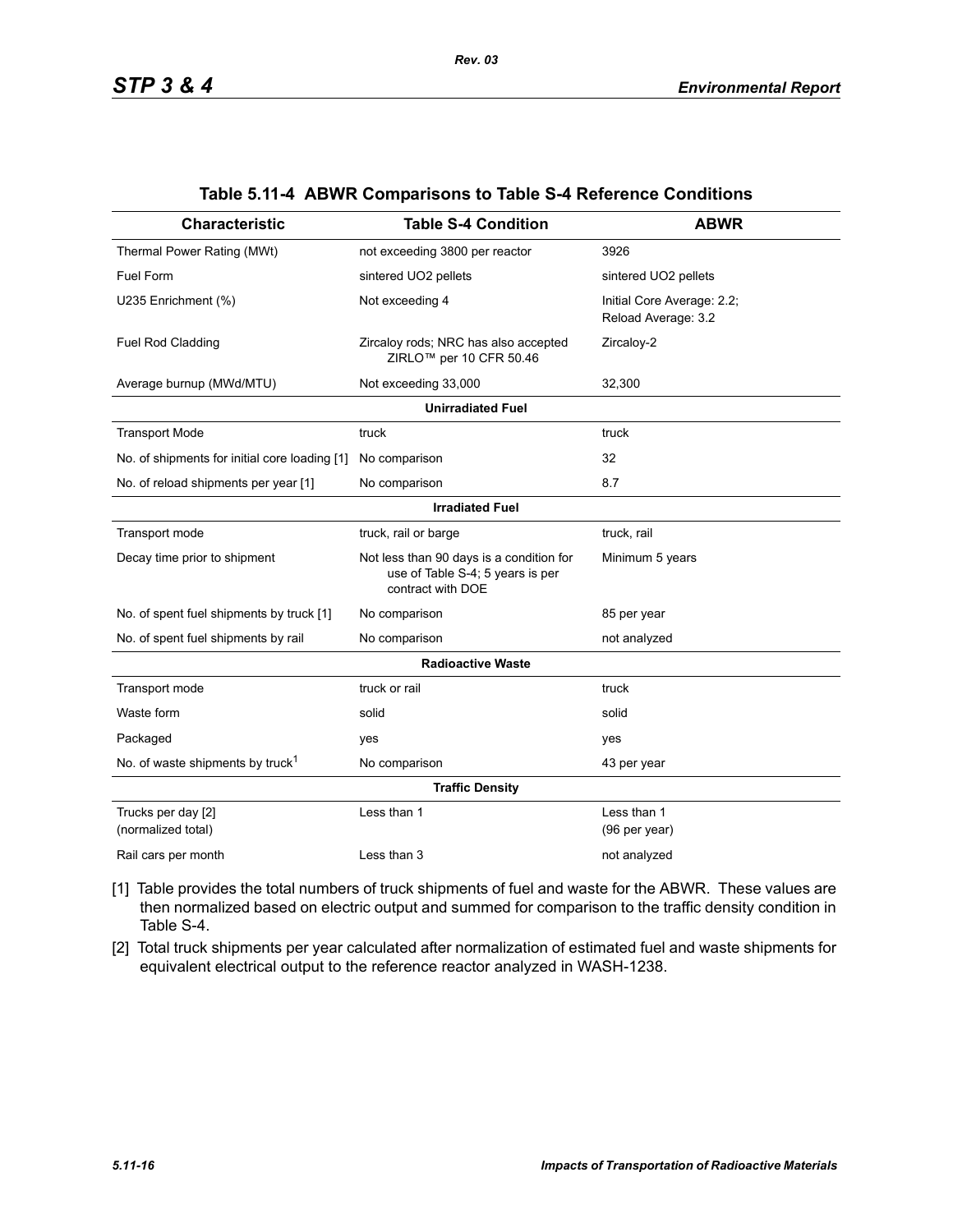**Table 5.11-4 ABWR Comparisons to Table S-4 Reference Conditions**

| Characteristic | Table S-4 Condition | ABWR |
|---|---|---|
| Thermal Power Rating (MWt) | not exceeding 3800 per reactor | 3926 |
| Fuel Form | sintered UO2 pellets | sintered UO2 pellets |
| U235 Enrichment (%) | Not exceeding 4 | Initial Core Average: 2.2; Reload Average: 3.2 |
| Fuel Rod Cladding | Zircaloy rods; NRC has also accepted ZIRLO™ per 10 CFR 50.46 | Zircaloy-2 |
| Average burnup (MWd/MTU) | Not exceeding 33,000 | 32,300 |
| | **Unirradiated Fuel** | |
| Transport Mode | truck | truck |
| No. of shipments for initial core loading [1] | No comparison | 32 |
| No. of reload shipments per year [1] | No comparison | 8.7 |
| | **Irradiated Fuel** | |
| Transport mode | truck, rail or barge | truck, rail |
| Decay time prior to shipment | Not less than 90 days is a condition for use of Table S-4; 5 years is per contract with DOE | Minimum 5 years |
| No. of spent fuel shipments by truck [1] | No comparison | 85 per year |
| No. of spent fuel shipments by rail | No comparison | not analyzed |
| | **Radioactive Waste** | |
| Transport mode | truck or rail | truck |
| Waste form | solid | solid |
| Packaged | yes | yes |
| No. of waste shipments by truck[1] | No comparison | 43 per year |
| | **Traffic Density** | |
| Trucks per day [2] (normalized total) | Less than 1 | Less than 1 (96 per year) |
| Rail cars per month | Less than 3 | not analyzed |

[1] Table provides the total numbers of truck shipments of fuel and waste for the ABWR. These values are then normalized based on electric output and summed for comparison to the traffic density condition in Table S-4.

[2] Total truck shipments per year calculated after normalization of estimated fuel and waste shipments for equivalent electrical output to the reference reactor analyzed in WASH-1238.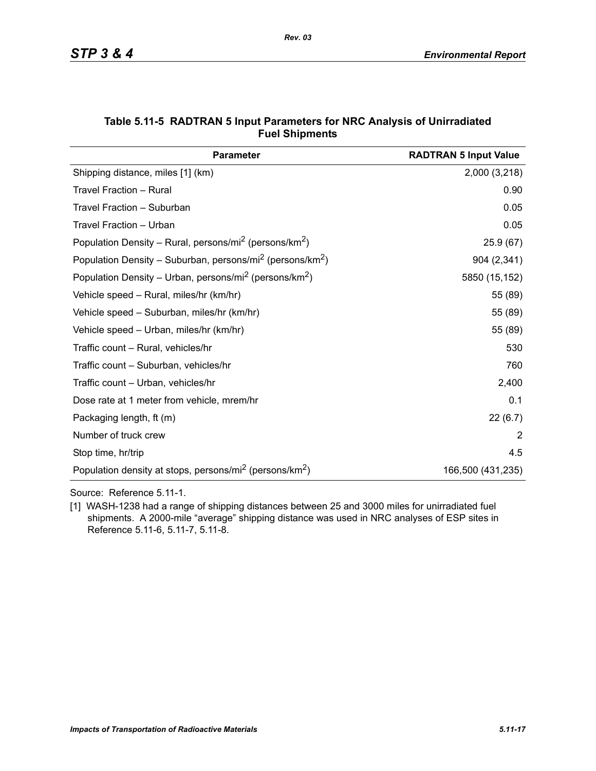**Table 5.11-5 RADTRAN 5 Input Parameters for NRC Analysis of Unirradiated Fuel Shipments**

| Parameter | RADTRAN 5 Input Value |
|---|---|
| Shipping distance, miles [1] (km) | 2,000 (3,218) |
| Travel Fraction – Rural | 0.90 |
| Travel Fraction – Suburban | 0.05 |
| Travel Fraction – Urban | 0.05 |
| Population Density – Rural, persons/mi$^2$ (persons/km$^2$) | 25.9 (67) |
| Population Density – Suburban, persons/mi$^2$ (persons/km$^2$) | 904 (2,341) |
| Population Density – Urban, persons/mi$^2$ (persons/km$^2$) | 5850 (15,152) |
| Vehicle speed – Rural, miles/hr (km/hr) | 55 (89) |
| Vehicle speed – Suburban, miles/hr (km/hr) | 55 (89) |
| Vehicle speed – Urban, miles/hr (km/hr) | 55 (89) |
| Traffic count – Rural, vehicles/hr | 530 |
| Traffic count – Suburban, vehicles/hr | 760 |
| Traffic count – Urban, vehicles/hr | 2,400 |
| Dose rate at 1 meter from vehicle, mrem/hr | 0.1 |
| Packaging length, ft (m) | 22 (6.7) |
| Number of truck crew | 2 |
| Stop time, hr/trip | 4.5 |
| Population density at stops, persons/mi$^2$ (persons/km$^2$) | 166,500 (431,235) |

Source: Reference 5.11-1.

[1] WASH-1238 had a range of shipping distances between 25 and 3000 miles for unirradiated fuel shipments. A 2000-mile "average" shipping distance was used in NRC analyses of ESP sites in Reference 5.11-6, 5.11-7, 5.11-8.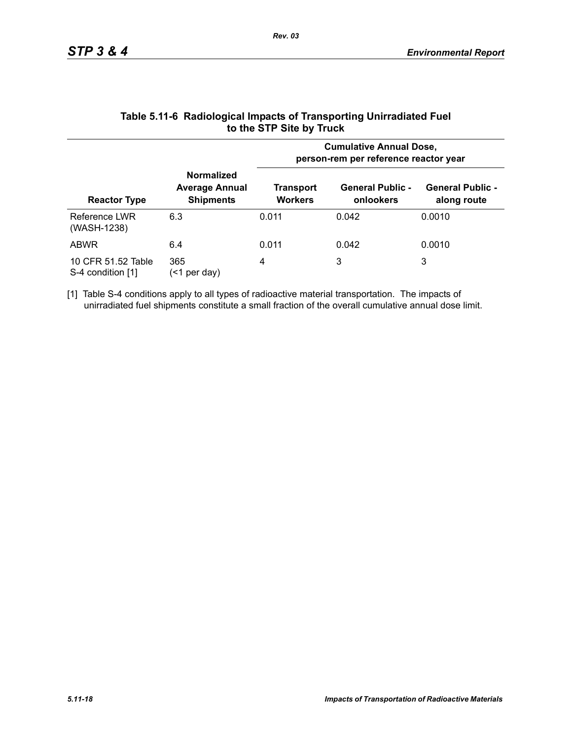**Table 5.11-6 Radiological Impacts of Transporting Unirradiated Fuel to the STP Site by Truck**

| Reactor Type | Normalized Average Annual Shipments | Cumulative Annual Dose, person-rem per reference reactor year | | |
|---|---|---|---|---|
| | | Transport Workers | General Public - onlookers | General Public - along route |
| Reference LWR (WASH-1238) | 6.3 | 0.011 | 0.042 | 0.0010 |
| ABWR | 6.4 | 0.011 | 0.042 | 0.0010 |
| 10 CFR 51.52 Table S-4 condition [1] | 365 (<1 per day) | 4 | 3 | 3 |

[1] Table S-4 conditions apply to all types of radioactive material transportation. The impacts of unirradiated fuel shipments constitute a small fraction of the overall cumulative annual dose limit.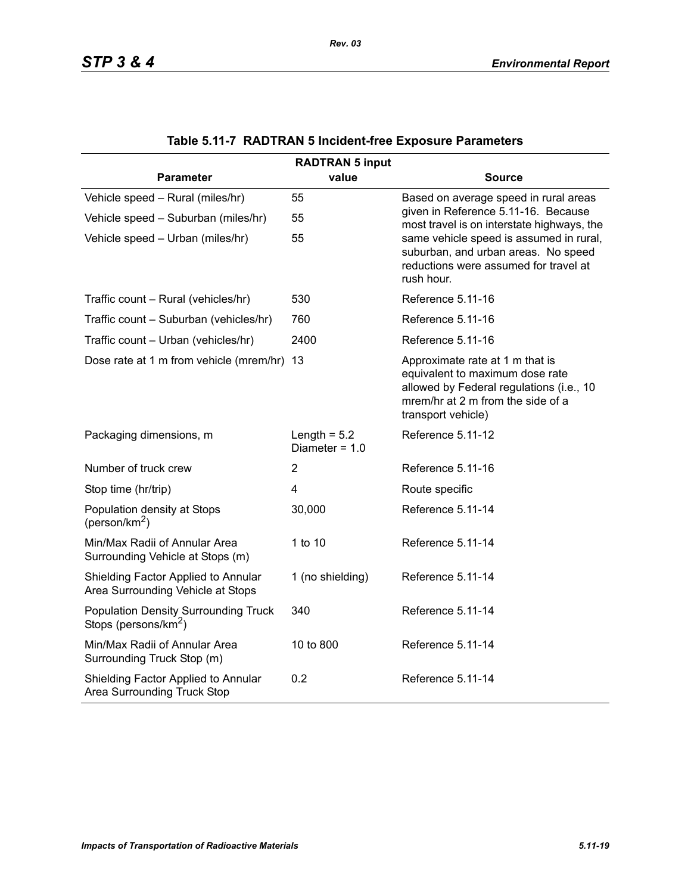**Table 5.11-7 RADTRAN 5 Incident-free Exposure Parameters**

| Parameter | RADTRAN 5 input value | Source |
|---|---|---|
| Vehicle speed – Rural (miles/hr) | 55 | Based on average speed in rural areas given in Reference 5.11-16. Because most travel is on interstate highways, the same vehicle speed is assumed in rural, suburban, and urban areas. No speed reductions were assumed for travel at rush hour. |
| Vehicle speed – Suburban (miles/hr) | 55 | |
| Vehicle speed – Urban (miles/hr) | 55 | |
| Traffic count – Rural (vehicles/hr) | 530 | Reference 5.11-16 |
| Traffic count – Suburban (vehicles/hr) | 760 | Reference 5.11-16 |
| Traffic count – Urban (vehicles/hr) | 2400 | Reference 5.11-16 |
| Dose rate at 1 m from vehicle (mrem/hr) | 13 | Approximate rate at 1 m that is equivalent to maximum dose rate allowed by Federal regulations (i.e., 10 mrem/hr at 2 m from the side of a transport vehicle) |
| Packaging dimensions, m | Length = 5.2<br>Diameter = 1.0 | Reference 5.11-12 |
| Number of truck crew | 2 | Reference 5.11-16 |
| Stop time (hr/trip) | 4 | Route specific |
| Population density at Stops (person/km$^2$) | 30,000 | Reference 5.11-14 |
| Min/Max Radii of Annular Area Surrounding Vehicle at Stops (m) | 1 to 10 | Reference 5.11-14 |
| Shielding Factor Applied to Annular Area Surrounding Vehicle at Stops | 1 (no shielding) | Reference 5.11-14 |
| Population Density Surrounding Truck Stops (persons/km$^2$) | 340 | Reference 5.11-14 |
| Min/Max Radii of Annular Area Surrounding Truck Stop (m) | 10 to 800 | Reference 5.11-14 |
| Shielding Factor Applied to Annular Area Surrounding Truck Stop | 0.2 | Reference 5.11-14 |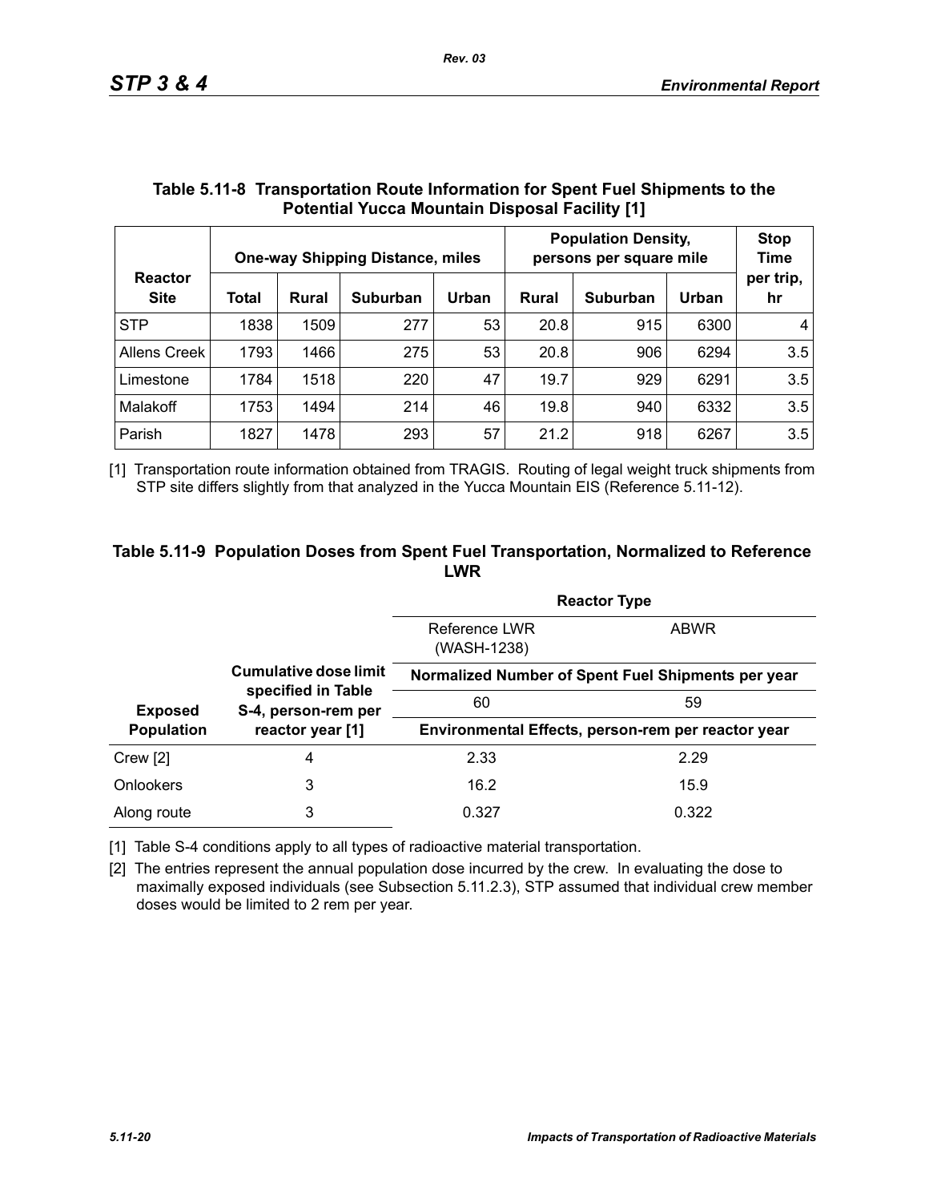**Table 5.11-8 Transportation Route Information for Spent Fuel Shipments to the Potential Yucca Mountain Disposal Facility [1]**

| Reactor Site | One-way Shipping Distance, miles | | | | Population Density, persons per square mile | | | Stop Time per trip, hr |
|---|---|---|---|---|---|---|---|---|
| | Total | Rural | Suburban | Urban | Rural | Suburban | Urban | |
| STP | 1838 | 1509 | 277 | 53 | 20.8 | 915 | 6300 | 4 |
| Allens Creek | 1793 | 1466 | 275 | 53 | 20.8 | 906 | 6294 | 3.5 |
| Limestone | 1784 | 1518 | 220 | 47 | 19.7 | 929 | 6291 | 3.5 |
| Malakoff | 1753 | 1494 | 214 | 46 | 19.8 | 940 | 6332 | 3.5 |
| Parish | 1827 | 1478 | 293 | 57 | 21.2 | 918 | 6267 | 3.5 |

[1] Transportation route information obtained from TRAGIS. Routing of legal weight truck shipments from STP site differs slightly from that analyzed in the Yucca Mountain EIS (Reference 5.11-12).

**Table 5.11-9 Population Doses from Spent Fuel Transportation, Normalized to Reference LWR**

| Exposed Population | Cumulative dose limit specified in Table S-4, person-rem per reactor year [1] | Reactor Type | |
|---|---|---|---|
| | | Reference LWR (WASH-1238) | ABWR |
| | | Normalized Number of Spent Fuel Shipments per year | |
| | | 60 | 59 |
| | | Environmental Effects, person-rem per reactor year | |
| Crew [2] | 4 | 2.33 | 2.29 |
| Onlookers | 3 | 16.2 | 15.9 |
| Along route | 3 | 0.327 | 0.322 |

[1] Table S-4 conditions apply to all types of radioactive material transportation.

[2] The entries represent the annual population dose incurred by the crew. In evaluating the dose to maximally exposed individuals (see Subsection 5.11.2.3), STP assumed that individual crew member doses would be limited to 2 rem per year.